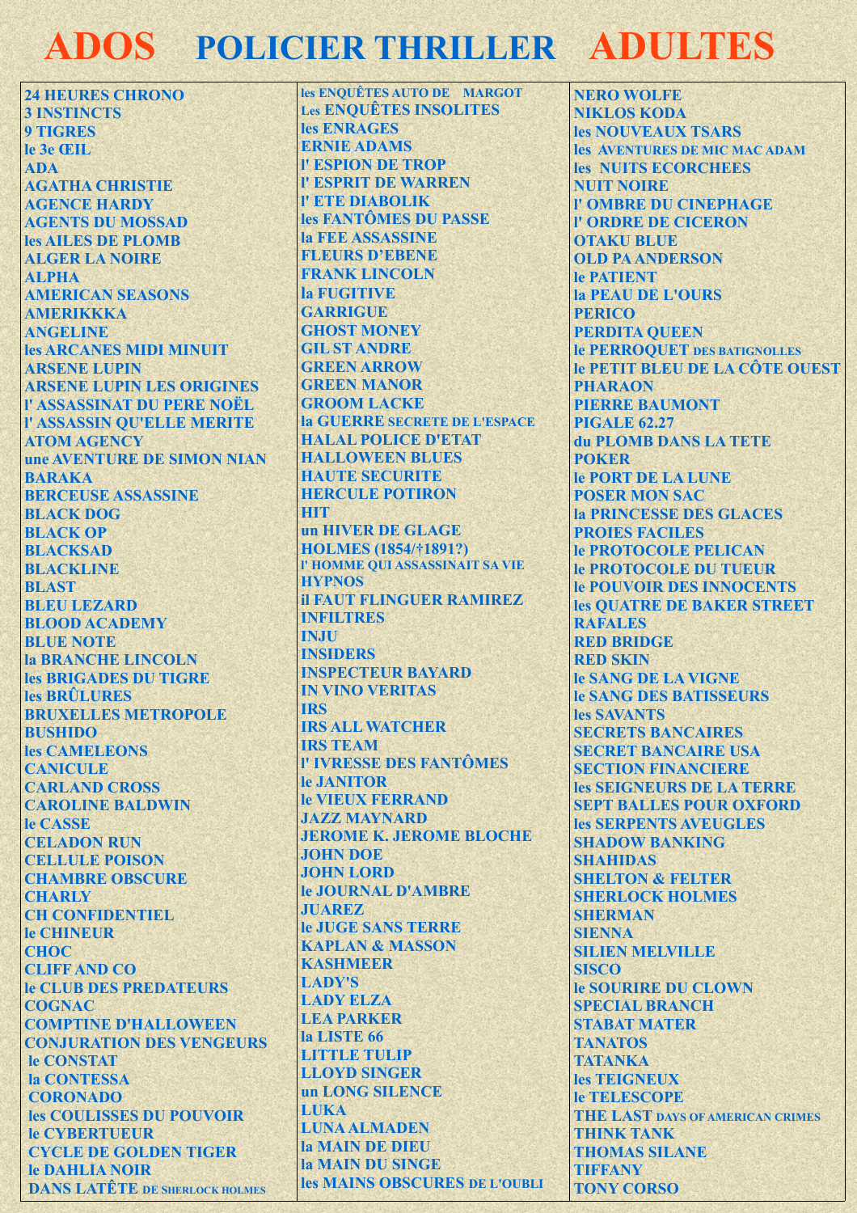# ADOS POLICIER THRILLER ADULTES

24 HEURES CHRONO
3 INSTINCTS
9 TIGRES
le 3e ŒIL
ADA
AGATHA CHRISTIE
AGENCE HARDY
AGENTS DU MOSSAD
les AILES DE PLOMB
ALGER LA NOIRE
ALPHA
AMERICAN SEASONS
AMERIKKKA
ANGELINE
les ARCANES MIDI MINUIT
ARSENE LUPIN
ARSENE LUPIN LES ORIGINES
l' ASSASSINAT DU PERE NOËL
l' ASSASSIN QU'ELLE MERITE
ATOM AGENCY
une AVENTURE DE SIMON NIAN
BARAKA
BERCEUSE ASSASSINE
BLACK DOG
BLACK OP
BLACKSAD
BLACKLINE
BLAST
BLEU LEZARD
BLOOD ACADEMY
BLUE NOTE
la BRANCHE LINCOLN
les BRIGADES DU TIGRE
les BRÛLURES
BRUXELLES METROPOLE
BUSHIDO
les CAMELEONS
CANICULE
CARLAND CROSS
CAROLINE BALDWIN
le CASSE
CELADON RUN
CELLULE POISON
CHAMBRE OBSCURE
CHARLY
CH CONFIDENTIEL
le CHINEUR
CHOC
CLIFF AND CO
le CLUB DES PREDATEURS
COGNAC
COMPTINE D'HALLOWEEN
CONJURATION DES VENGEURS
le CONSTAT
la CONTESSA
CORONADO
les COULISSES DU POUVOIR
le CYBERTUEUR
CYCLE DE GOLDEN TIGER
le DAHLIA NOIR
DANS LATÊTE DE SHERLOCK HOLMES

les ENQUÊTES AUTO DE MARGOT
Les ENQUÊTES INSOLITES
les ENRAGES
ERNIE ADAMS
l' ESPION DE TROP
l' ESPRIT DE WARREN
l' ETE DIABOLIK
les FANTÔMES DU PASSE
la FEE ASSASSINE
FLEURS D'EBENE
FRANK LINCOLN
la FUGITIVE
GARRIGUE
GHOST MONEY
GIL ST ANDRE
GREEN ARROW
GREEN MANOR
GROOM LACKE
la GUERRE SECRETE DE L'ESPACE
HALAL POLICE D'ETAT
HALLOWEEN BLUES
HAUTE SECURITE
HERCULE POTIRON
HIT
un HIVER DE GLAGE
HOLMES (1854/†1891?)
l' HOMME QUI ASSASSINAIT SA VIE
HYPNOS
il FAUT FLINGUER RAMIREZ
INFILTRES
INJU
INSIDERS
INSPECTEUR BAYARD
IN VINO VERITAS
IRS
IRS ALL WATCHER
IRS TEAM
l' IVRESSE DES FANTÔMES
le JANITOR
le VIEUX FERRAND
JAZZ MAYNARD
JEROME K. JEROME BLOCHE
JOHN DOE
JOHN LORD
le JOURNAL D'AMBRE
JUAREZ
le JUGE SANS TERRE
KAPLAN & MASSON
KASHMEER
LADY'S
LADY ELZA
LEA PARKER
la LISTE 66
LITTLE TULIP
LLOYD SINGER
un LONG SILENCE
LUKA
LUNA ALMADEN
la MAIN DE DIEU
la MAIN DU SINGE
les MAINS OBSCURES DE L'OUBLI

NERO WOLFE
NIKLOS KODA
les NOUVEAUX TSARS
les AVENTURES DE MIC MAC ADAM
les NUITS ECORCHEES
NUIT NOIRE
l' OMBRE DU CINEPHAGE
l' ORDRE DE CICERON
OTAKU BLUE
OLD PA ANDERSON
le PATIENT
la PEAU DE L'OURS
PERICO
PERDITA QUEEN
le PERROQUET DES BATIGNOLLES
le PETIT BLEU DE LA CÔTE OUEST
PHARAON
PIERRE BAUMONT
PIGALE 62.27
du PLOMB DANS LA TETE
POKER
le PORT DE LA LUNE
POSER MON SAC
la PRINCESSE DES GLACES
PROIES FACILES
le PROTOCOLE PELICAN
le PROTOCOLE DU TUEUR
le POUVOIR DES INNOCENTS
les QUATRE DE BAKER STREET
RAFALES
RED BRIDGE
RED SKIN
le SANG DE LA VIGNE
le SANG DES BATISSEURS
les SAVANTS
SECRETS BANCAIRES
SECRET BANCAIRE USA
SECTION FINANCIERE
les SEIGNEURS DE LA TERRE
SEPT BALLES POUR OXFORD
les SERPENTS AVEUGLES
SHADOW BANKING
SHAHIDAS
SHELTON & FELTER
SHERLOCK HOLMES
SHERMAN
SIENNA
SILIEN MELVILLE
SISCO
le SOURIRE DU CLOWN
SPECIAL BRANCH
STABAT MATER
TANATOS
TATANKA
les TEIGNEUX
le TELESCOPE
THE LAST DAYS OF AMERICAN CRIMES
THINK TANK
THOMAS SILANE
TIFFANY
TONY CORSO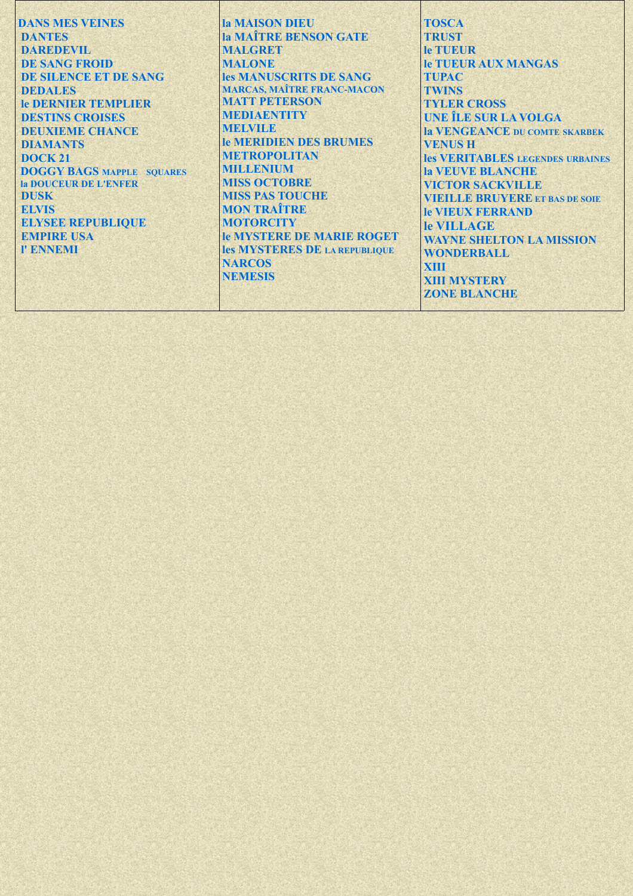| | | |
|---|---|---|
| **DANS MES VEINES**<br>**DANTES**<br>**DAREDEVIL**<br>**DE SANG FROID**<br>**DE SILENCE ET DE SANG**<br>**DEDALES**<br>**le DERNIER TEMPLIER**<br>**DESTINS CROISES**<br>**DEUXIEME CHANCE**<br>**DIAMANTS**<br>**DOCK 21**<br>**DOGGY BAGS MAPPLE SQUARES**<br>**la DOUCEUR DE L'ENFER**<br>**DUSK**<br>**ELVIS**<br>**ELYSEE REPUBLIQUE**<br>**EMPIRE USA**<br>**l' ENNEMI** | **la MAISON DIEU**<br>**la MAÎTRE BENSON GATE**<br>**MALGRET**<br>**MALONE**<br>**les MANUSCRITS DE SANG**<br>**MARCAS, MAÎTRE FRANC-MACON**<br>**MATT PETERSON**<br>**MEDIAENTITY**<br>**MELVILE**<br>**le MERIDIEN DES BRUMES**<br>**METROPOLITAN**<br>**MILLENIUM**<br>**MISS OCTOBRE**<br>**MISS PAS TOUCHE**<br>**MON TRAÎTRE**<br>**MOTORCITY**<br>**le MYSTERE DE MARIE ROGET**<br>**les MYSTERES DE LA REPUBLIQUE**<br>**NARCOS**<br>**NEMESIS** | **TOSCA**<br>**TRUST**<br>**le TUEUR**<br>**le TUEUR AUX MANGAS**<br>**TUPAC**<br>**TWINS**<br>**TYLER CROSS**<br>**UNE ÎLE SUR LA VOLGA**<br>**la VENGEANCE DU COMTE SKARBEK**<br>**VENUS H**<br>**les VERITABLES LEGENDES URBAINES**<br>**la VEUVE BLANCHE**<br>**VICTOR SACKVILLE**<br>**VIEILLE BRUYERE ET BAS DE SOIE**<br>**le VIEUX FERRAND**<br>**le VILLAGE**<br>**WAYNE SHELTON LA MISSION**<br>**WONDERBALL**<br>**XIII**<br>**XIII MYSTERY**<br>**ZONE BLANCHE** |